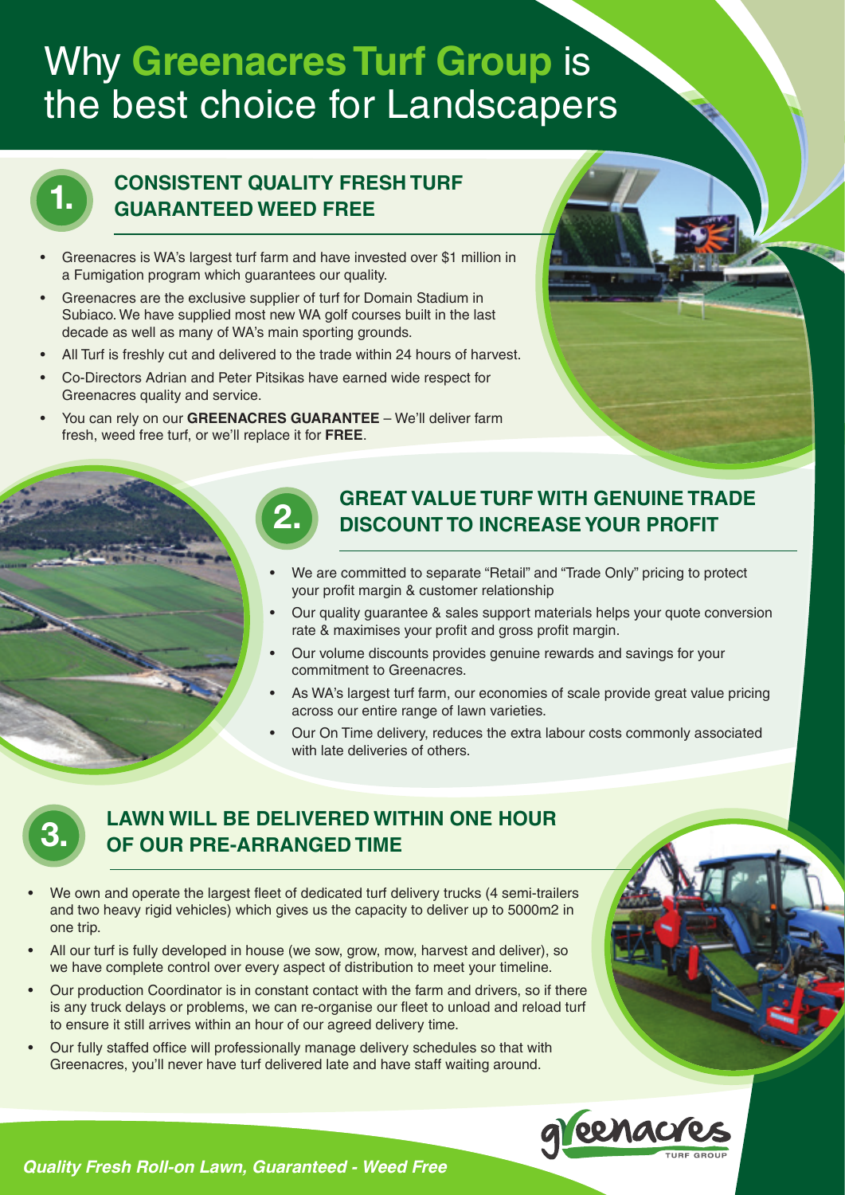# Why Greenacres Turf Group is the best choice for Landscapers

## 1. CONSISTENT QUALITY FRESH TURF GUARANTEED WEED FREE

- Greenacres is WA's largest turf farm and have invested over $1 million in a Fumigation program which guarantees our quality.
- Greenacres are the exclusive supplier of turf for Domain Stadium in Subiaco. We have supplied most new WA golf courses built in the last decade as well as many of WA's main sporting grounds.
- All Turf is freshly cut and delivered to the trade within 24 hours of harvest.
- Co-Directors Adrian and Peter Pitsikas have earned wide respect for Greenacres quality and service.
- You can rely on our **GREENACRES GUARANTEE** – We'll deliver farm fresh, weed free turf, or we'll replace it for **FREE**.

## 2. GREAT VALUE TURF WITH GENUINE TRADE DISCOUNT TO INCREASE YOUR PROFIT

- We are committed to separate "Retail" and "Trade Only" pricing to protect your profit margin & customer relationship
- Our quality guarantee & sales support materials helps your quote conversion rate & maximises your profit and gross profit margin.
- Our volume discounts provides genuine rewards and savings for your commitment to Greenacres.
- As WA's largest turf farm, our economies of scale provide great value pricing across our entire range of lawn varieties.
- Our On Time delivery, reduces the extra labour costs commonly associated with late deliveries of others.

## 3. LAWN WILL BE DELIVERED WITHIN ONE HOUR OF OUR PRE-ARRANGED TIME

- We own and operate the largest fleet of dedicated turf delivery trucks (4 semi-trailers and two heavy rigid vehicles) which gives us the capacity to deliver up to 5000m2 in one trip.
- All our turf is fully developed in house (we sow, grow, mow, harvest and deliver), so we have complete control over every aspect of distribution to meet your timeline.
- Our production Coordinator is in constant contact with the farm and drivers, so if there is any truck delays or problems, we can re-organise our fleet to unload and reload turf to ensure it still arrives within an hour of our agreed delivery time.
- Our fully staffed office will professionally manage delivery schedules so that with Greenacres, you'll never have turf delivered late and have staff waiting around.

*Quality Fresh Roll-on Lawn, Guaranteed - Weed Free*

greenacres TURF GROUP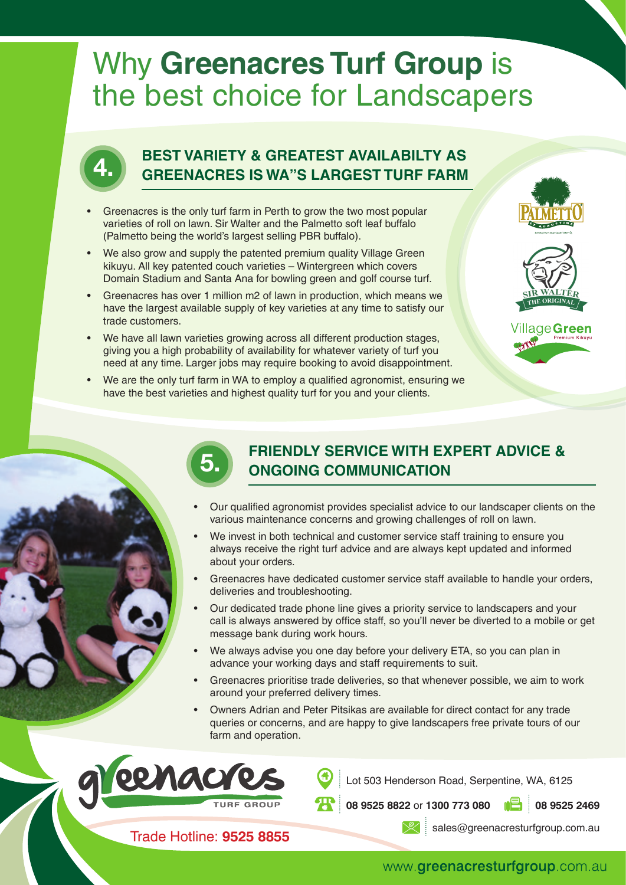# Why **Greenacres Turf Group** is the best choice for Landscapers

## 4. BEST VARIETY & GREATEST AVAILABILTY AS GREENACRES IS WA"S LARGEST TURF FARM

- Greenacres is the only turf farm in Perth to grow the two most popular varieties of roll on lawn. Sir Walter and the Palmetto soft leaf buffalo (Palmetto being the world's largest selling PBR buffalo).
- We also grow and supply the patented premium quality Village Green kikuyu. All key patented couch varieties – Wintergreen which covers Domain Stadium and Santa Ana for bowling green and golf course turf.
- Greenacres has over 1 million m2 of lawn in production, which means we have the largest available supply of key varieties at any time to satisfy our trade customers.
- We have all lawn varieties growing across all different production stages, giving you a high probability of availability for whatever variety of turf you need at any time. Larger jobs may require booking to avoid disappointment.
- We are the only turf farm in WA to employ a qualified agronomist, ensuring we have the best varieties and highest quality turf for you and your clients.

PALMETTO ST. AUGUSTINE

SIR WALTER THE ORIGINAL

Village Green Premium Kikuyu

## 5. FRIENDLY SERVICE WITH EXPERT ADVICE & ONGOING COMMUNICATION

- Our qualified agronomist provides specialist advice to our landscaper clients on the various maintenance concerns and growing challenges of roll on lawn.
- We invest in both technical and customer service staff training to ensure you always receive the right turf advice and are always kept updated and informed about your orders.
- Greenacres have dedicated customer service staff available to handle your orders, deliveries and troubleshooting.
- Our dedicated trade phone line gives a priority service to landscapers and your call is always answered by office staff, so you'll never be diverted to a mobile or get message bank during work hours.
- We always advise you one day before your delivery ETA, so you can plan in advance your working days and staff requirements to suit.
- Greenacres prioritise trade deliveries, so that whenever possible, we aim to work around your preferred delivery times.
- Owners Adrian and Peter Pitsikas are available for direct contact for any trade queries or concerns, and are happy to give landscapers free private tours of our farm and operation.

greenacres TURF GROUP

Trade Hotline: **9525 8855**

Lot 503 Henderson Road, Serpentine, WA, 6125

**08 9525 8822** or **1300 773 080**

**08 9525 2469**

sales@greenacresturfgroup.com.au

www.**greenacresturfgroup**.com.au